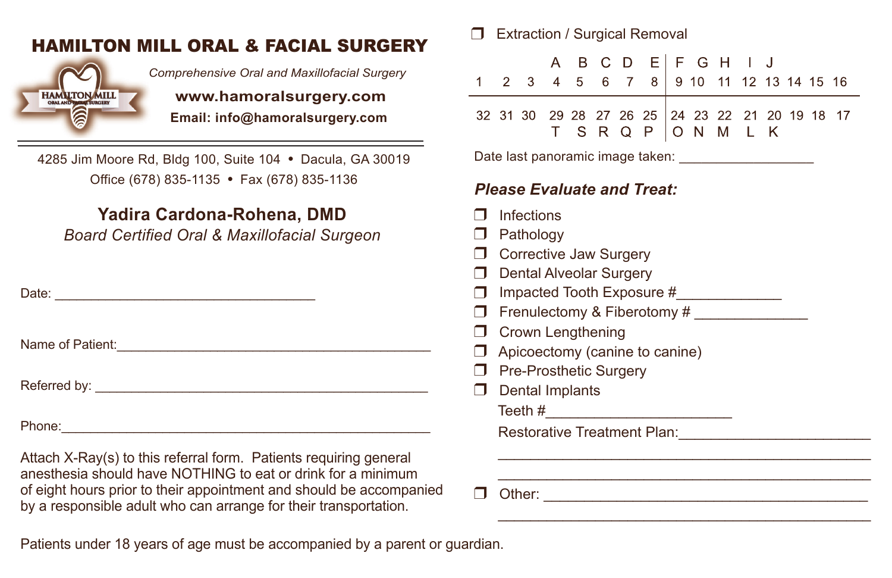# HAMILTON MILL ORAL & FACIAL SURGERY

*Comprehensive Oral and Maxillofacial Surgery*

**www.hamoralsurgery.com**

**Email: info@hamoralsurgery.com**

4285 Jim Moore Rd, Bldg 100, Suite 104 • Dacula, GA 30019

Office (678) 835-1135 • Fax (678) 835-1136

**Yadira Cardona-Rohena, DMD**

*Board Certified Oral & Maxillofacial Surgeon*

Date: ___________________________________

Name of Patient:___________________________________________

Referred by: _____________________________________________

Phone:___________________________________________________

Attach X-Ray(s) to this referral form. Patients requiring general anesthesia should have NOTHING to eat or drink for a minimum of eight hours prior to their appointment and should be accompanied by a responsible adult who can arrange for their transportation.

Patients under 18 years of age must be accompanied by a parent or guardian.

❒ Extraction / Surgical Removal

| | | | A | B | C | D | E | F | G | H | I | J | | | |
|---|---|---|---|---|---|---|---|---|---|---|---|---|---|---|---|
| 1 | 2 | 3 | 4 | 5 | 6 | 7 | 8 | 9 | 10 | 11 | 12 | 13 | 14 | 15 | 16 |
| 32 | 31 | 30 | 29 | 28 | 27 | 26 | 25 | 24 | 23 | 22 | 21 | 20 | 19 | 18 | 17 |
| | | | T | S | R | Q | P | O | N | M | L | K | | | |

Date last panoramic image taken: __________________

***Please Evaluate and Treat:***

- ❒ Infections
- ❒ Pathology
- ❒ Corrective Jaw Surgery
- ❒ Dental Alveolar Surgery
- ❒ Impacted Tooth Exposure #_____________
- ❒ Frenulectomy & Fiberotomy # ______________
- ❒ Crown Lengthening
- ❒ Apicoectomy (canine to canine)
- ❒ Pre-Prosthetic Surgery
- ❒ Dental Implants

  Teeth #_______________________

  Restorative Treatment Plan:________________________

  ______________________________________________

  ______________________________________________

- ❒ Other: ___________________________________________

  ______________________________________________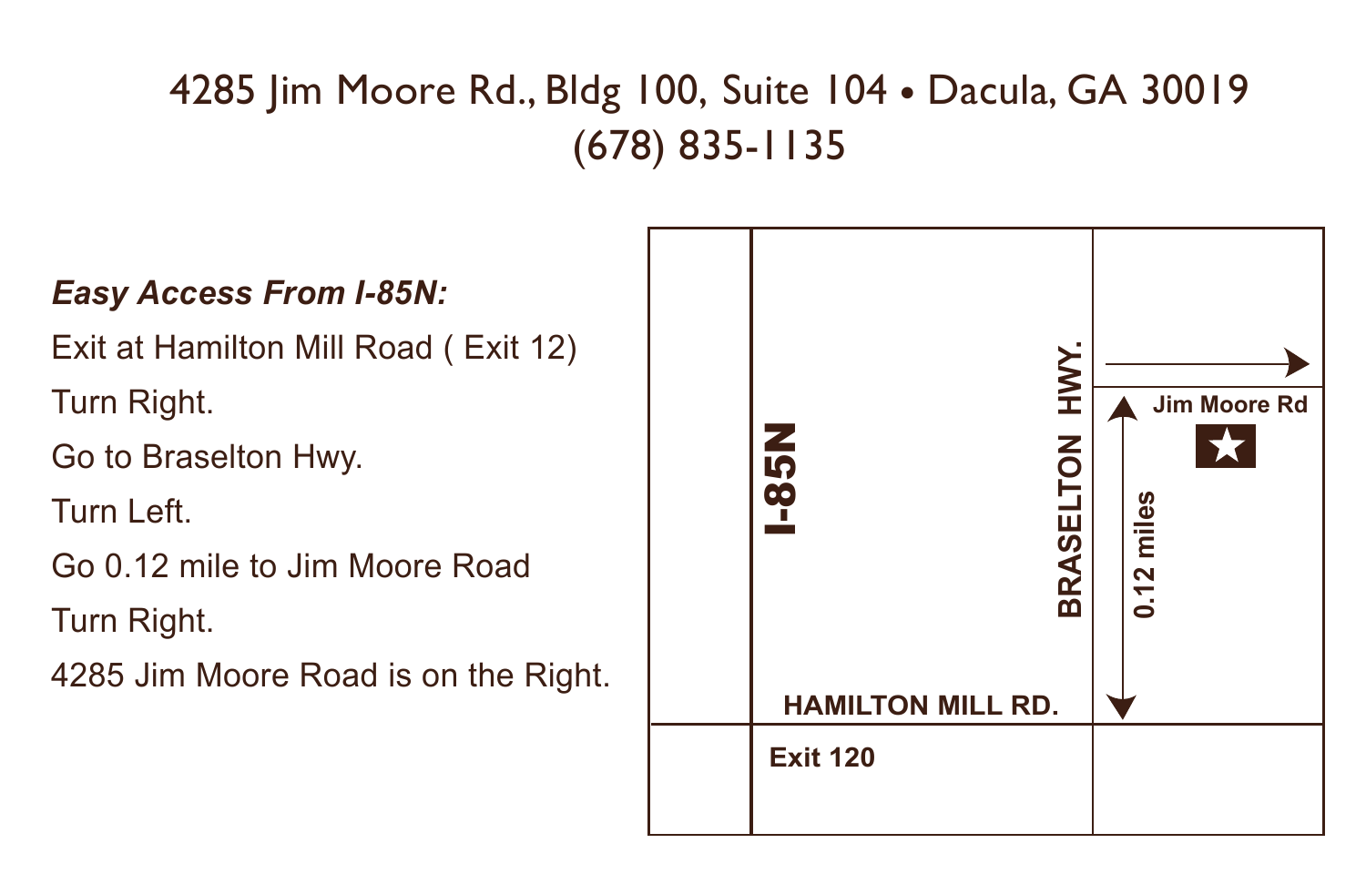4285 Jim Moore Rd., Bldg 100, Suite 104 • Dacula, GA 30019

(678) 835-1135

***Easy Access From I-85N:***

Exit at Hamilton Mill Road ( Exit 12)

Turn Right.

Go to Braselton Hwy.

Turn Left.

Go 0.12 mile to Jim Moore Road

Turn Right.

4285 Jim Moore Road is on the Right.

I-85N

BRASELTON HWY.

Jim Moore Rd

0.12 miles

HAMILTON MILL RD.

Exit 120